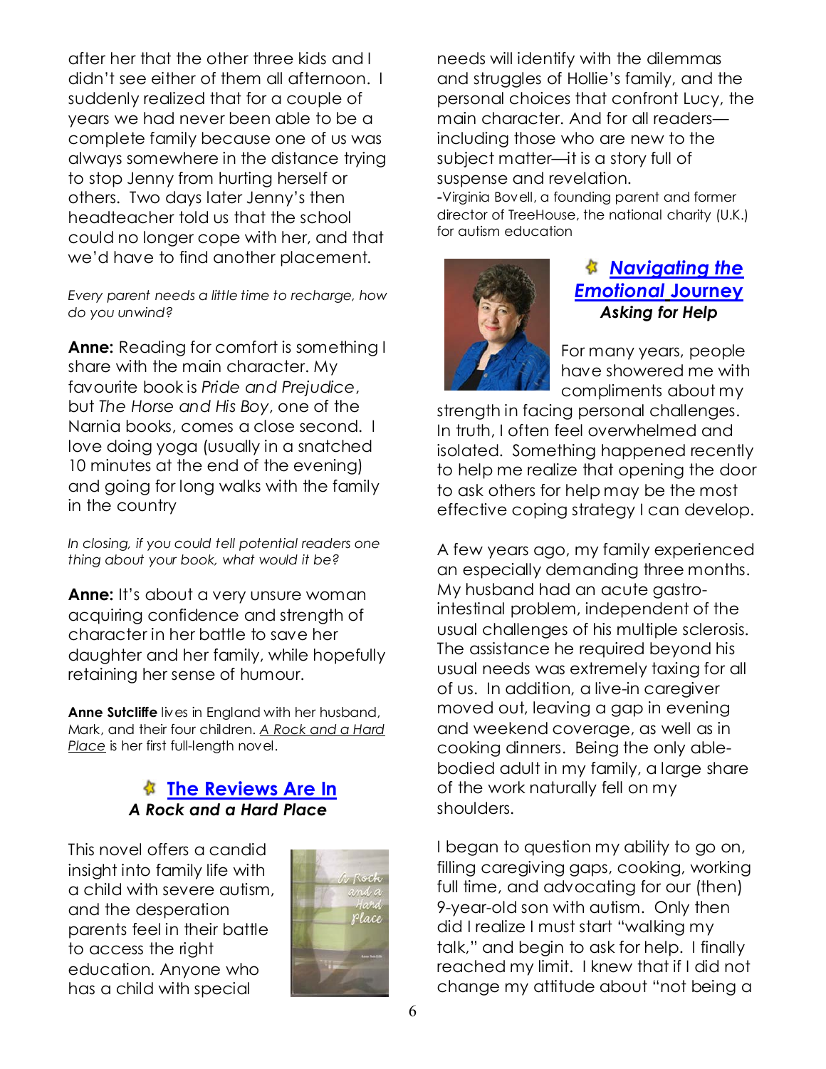after her that the other three kids and I didn't see either of them all afternoon. I suddenly realized that for a couple of years we had never been able to be a complete family because one of us was always somewhere in the distance trying to stop Jenny from hurting herself or others. Two days later Jenny's then headteacher told us that the school could no longer cope with her, and that we'd have to find another placement.

*Every parent needs a little time to recharge, how do you unwind?*

**Anne:** Reading for comfort is something I share with the main character. My favourite book is *Pride and Prejudice*, but *The Horse and His Boy*, one of the Narnia books, comes a close second. I love doing yoga (usually in a snatched 10 minutes at the end of the evening) and going for long walks with the family in the country

*In closing, if you could tell potential readers one thing about your book, what would it be?*

**Anne:** It's about a very unsure woman acquiring confidence and strength of character in her battle to save her daughter and her family, while hopefully retaining her sense of humour.

**Anne Sutcliffe** lives in England with her husband, Mark, and their four children. A Rock and a Hard Place is her first full-length novel.

## The Reviews Are In

***A Rock and a Hard Place***

This novel offers a candid insight into family life with a child with severe autism, and the desperation parents feel in their battle to access the right education. Anyone who has a child with special needs will identify with the dilemmas and struggles of Hollie's family, and the personal choices that confront Lucy, the main character. And for all readers—including those who are new to the subject matter—it is a story full of suspense and revelation.

-Virginia Bovell, a founding parent and former director of TreeHouse, the national charity (U.K.) for autism education

## Navigating the Emotional Journey

***Asking for Help***

For many years, people have showered me with compliments about my strength in facing personal challenges. In truth, I often feel overwhelmed and isolated. Something happened recently to help me realize that opening the door to ask others for help may be the most effective coping strategy I can develop.

A few years ago, my family experienced an especially demanding three months. My husband had an acute gastro-intestinal problem, independent of the usual challenges of his multiple sclerosis. The assistance he required beyond his usual needs was extremely taxing for all of us. In addition, a live-in caregiver moved out, leaving a gap in evening and weekend coverage, as well as in cooking dinners. Being the only able-bodied adult in my family, a large share of the work naturally fell on my shoulders.

I began to question my ability to go on, filling caregiving gaps, cooking, working full time, and advocating for our (then) 9-year-old son with autism. Only then did I realize I must start "walking my talk," and begin to ask for help. I finally reached my limit. I knew that if I did not change my attitude about "not being a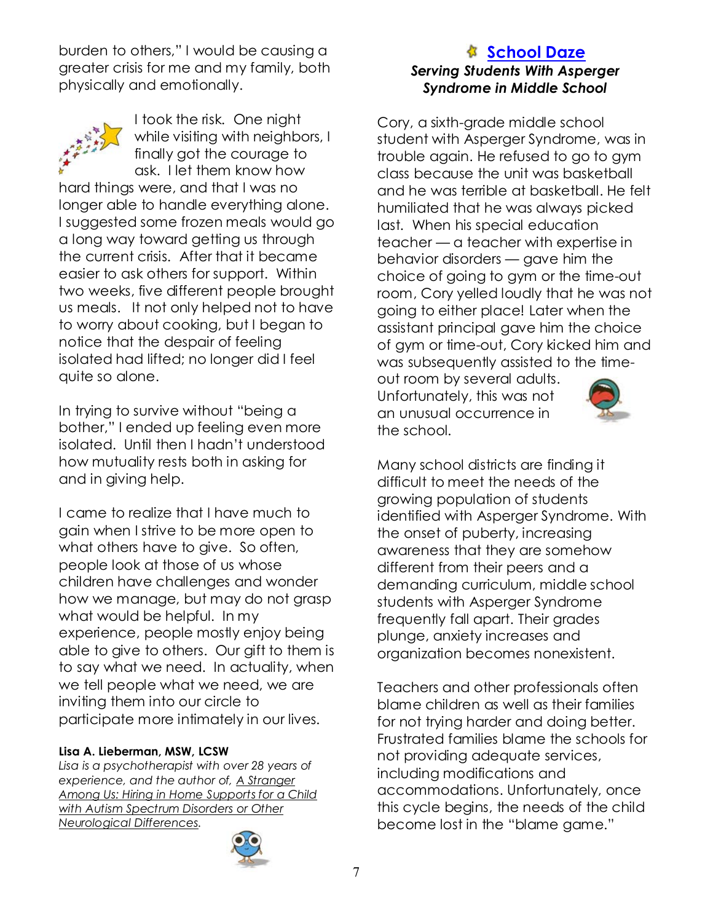burden to others," I would be causing a greater crisis for me and my family, both physically and emotionally.

I took the risk. One night while visiting with neighbors, I finally got the courage to ask. I let them know how hard things were, and that I was no longer able to handle everything alone. I suggested some frozen meals would go a long way toward getting us through the current crisis. After that it became easier to ask others for support. Within two weeks, five different people brought us meals. It not only helped not to have to worry about cooking, but I began to notice that the despair of feeling isolated had lifted; no longer did I feel quite so alone.

In trying to survive without "being a bother," I ended up feeling even more isolated. Until then I hadn't understood how mutuality rests both in asking for and in giving help.

I came to realize that I have much to gain when I strive to be more open to what others have to give. So often, people look at those of us whose children have challenges and wonder how we manage, but may do not grasp what would be helpful. In my experience, people mostly enjoy being able to give to others. Our gift to them is to say what we need. In actuality, when we tell people what we need, we are inviting them into our circle to participate more intimately in our lives.

**Lisa A. Lieberman, MSW, LCSW**
*Lisa is a psychotherapist with over 28 years of experience, and the author of, A Stranger Among Us: Hiring in Home Supports for a Child with Autism Spectrum Disorders or Other Neurological Differences.*

## School Daze

### *Serving Students With Asperger Syndrome in Middle School*

Cory, a sixth-grade middle school student with Asperger Syndrome, was in trouble again. He refused to go to gym class because the unit was basketball and he was terrible at basketball. He felt humiliated that he was always picked last. When his special education teacher — a teacher with expertise in behavior disorders — gave him the choice of going to gym or the time-out room, Cory yelled loudly that he was not going to either place! Later when the assistant principal gave him the choice of gym or time-out, Cory kicked him and was subsequently assisted to the time-out room by several adults. Unfortunately, this was not an unusual occurrence in the school.

Many school districts are finding it difficult to meet the needs of the growing population of students identified with Asperger Syndrome. With the onset of puberty, increasing awareness that they are somehow different from their peers and a demanding curriculum, middle school students with Asperger Syndrome frequently fall apart. Their grades plunge, anxiety increases and organization becomes nonexistent.

Teachers and other professionals often blame children as well as their families for not trying harder and doing better. Frustrated families blame the schools for not providing adequate services, including modifications and accommodations. Unfortunately, once this cycle begins, the needs of the child become lost in the "blame game."